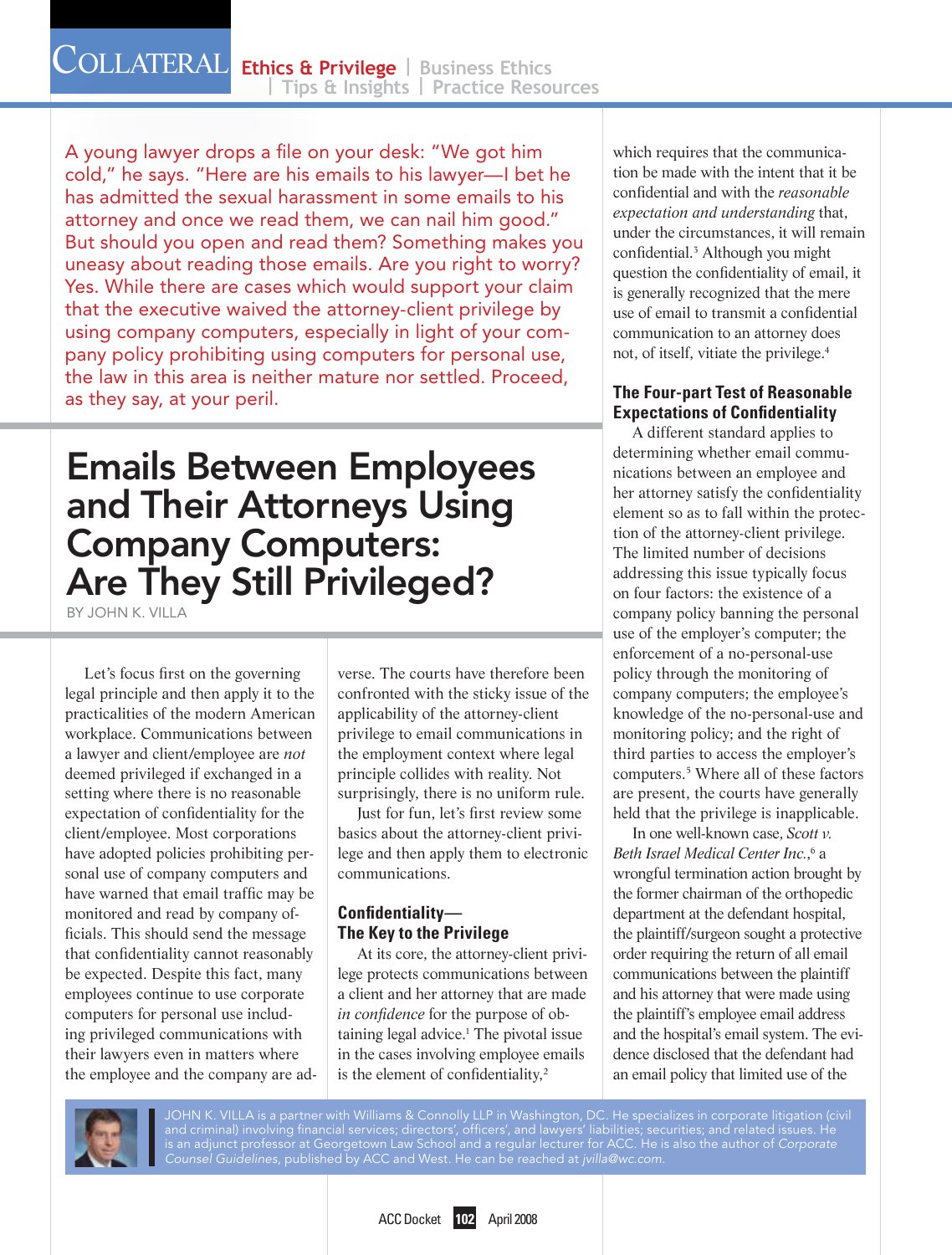A young lawyer drops a file on your desk: "We got him cold," he says. "Here are his emails to his lawyer—I bet he has admitted the sexual harassment in some emails to his attorney and once we read them, we can nail him good." But should you open and read them? Something makes you uneasy about reading those emails. Are you right to worry? Yes. While there are cases which would support your claim that the executive waived the attorney-client privilege by using company computers, especially in light of your company policy prohibiting using computers for personal use, the law in this area is neither mature nor settled. Proceed, as they say, at your peril.

# Emails Between Employees and Their Attorneys Using Company Computers: Are They Still Privileged?

BY JOHN K. VILLA

Let's focus first on the governing legal principle and then apply it to the practicalities of the modern American workplace. Communications between a lawyer and client/employee are *not* deemed privileged if exchanged in a setting where there is no reasonable expectation of confidentiality for the client/employee. Most corporations have adopted policies prohibiting personal use of company computers and have warned that email traffic may be monitored and read by company officials. This should send the message that confidentiality cannot reasonably be expected. Despite this fact, many employees continue to use corporate computers for personal use including privileged communications with their lawyers even in matters where the employee and the company are adverse. The courts have therefore been confronted with the sticky issue of the applicability of the attorney-client privilege to email communications in the employment context where legal principle collides with reality. Not surprisingly, there is no uniform rule.

Just for fun, let's first review some basics about the attorney-client privilege and then apply them to electronic communications.

## Confidentiality—The Key to the Privilege

At its core, the attorney-client privilege protects communications between a client and her attorney that are made *in confidence* for the purpose of obtaining legal advice.[1] The pivotal issue in the cases involving employee emails is the element of confidentiality,[2] which requires that the communication be made with the intent that it be confidential and with the *reasonable expectation and understanding* that, under the circumstances, it will remain confidential.[3] Although you might question the confidentiality of email, it is generally recognized that the mere use of email to transmit a confidential communication to an attorney does not, of itself, vitiate the privilege.[4]

## The Four-part Test of Reasonable Expectations of Confidentiality

A different standard applies to determining whether email communications between an employee and her attorney satisfy the confidentiality element so as to fall within the protection of the attorney-client privilege. The limited number of decisions addressing this issue typically focus on four factors: the existence of a company policy banning the personal use of the employer's computer; the enforcement of a no-personal-use policy through the monitoring of company computers; the employee's knowledge of the no-personal-use and monitoring policy; and the right of third parties to access the employer's computers.[5] Where all of these factors are present, the courts have generally held that the privilege is inapplicable.

In one well-known case, *Scott v. Beth Israel Medical Center Inc.*,[6] a wrongful termination action brought by the former chairman of the orthopedic department at the defendant hospital, the plaintiff/surgeon sought a protective order requiring the return of all email communications between the plaintiff and his attorney that were made using the plaintiff's employee email address and the hospital's email system. The evidence disclosed that the defendant had an email policy that limited use of the

JOHN K. VILLA is a partner with Williams & Connolly LLP in Washington, DC. He specializes in corporate litigation (civil and criminal) involving financial services; directors', officers', and lawyers' liabilities; securities; and related issues. He is an adjunct professor at Georgetown Law School and a regular lecturer for ACC. He is also the author of *Corporate Counsel Guidelines*, published by ACC and West. He can be reached at *jvilla@wc.com*.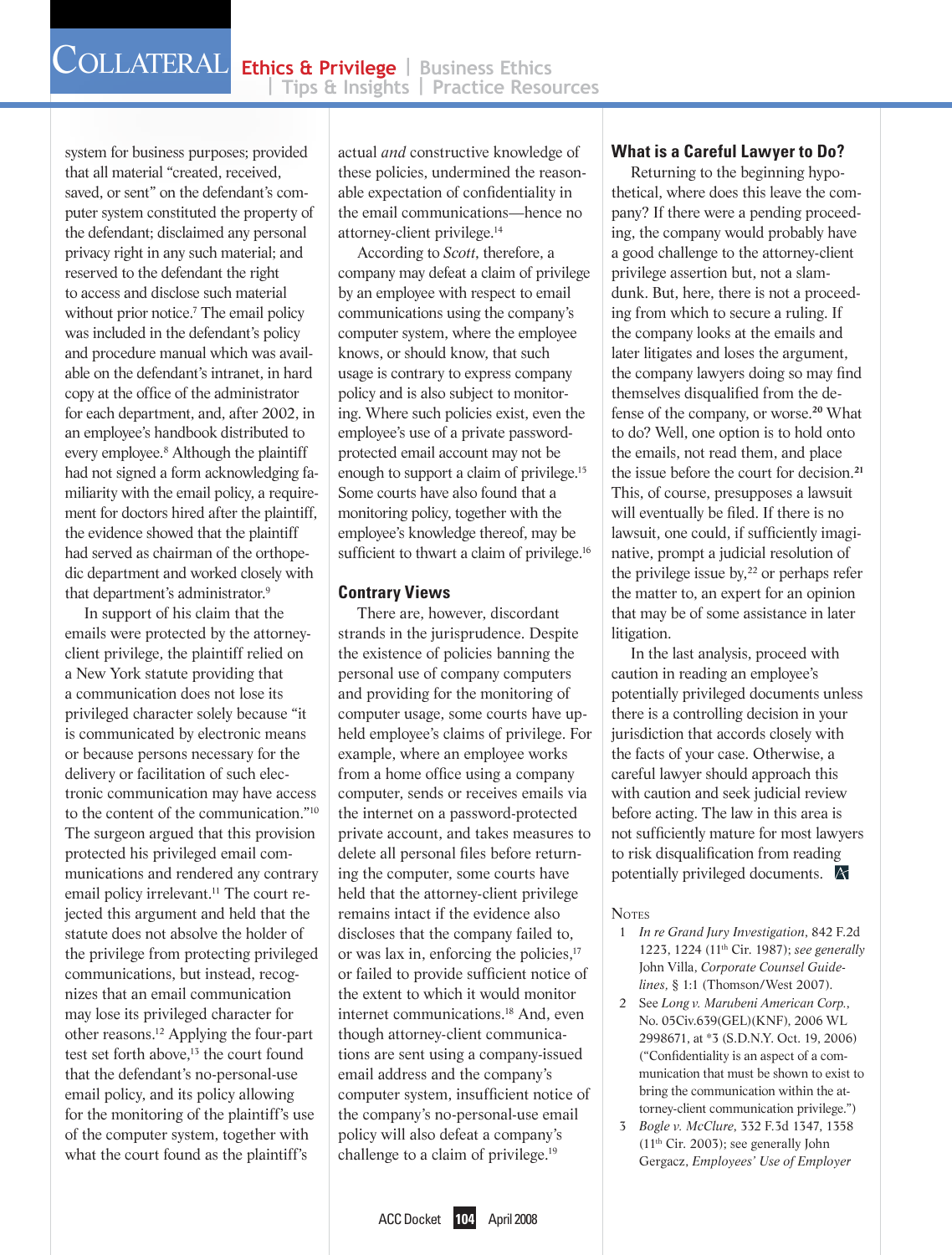system for business purposes; provided that all material "created, received, saved, or sent" on the defendant's computer system constituted the property of the defendant; disclaimed any personal privacy right in any such material; and reserved to the defendant the right to access and disclose such material without prior notice.[7] The email policy was included in the defendant's policy and procedure manual which was available on the defendant's intranet, in hard copy at the office of the administrator for each department, and, after 2002, in an employee's handbook distributed to every employee.[8] Although the plaintiff had not signed a form acknowledging familiarity with the email policy, a requirement for doctors hired after the plaintiff, the evidence showed that the plaintiff had served as chairman of the orthopedic department and worked closely with that department's administrator.[9]

In support of his claim that the emails were protected by the attorney-client privilege, the plaintiff relied on a New York statute providing that a communication does not lose its privileged character solely because "it is communicated by electronic means or because persons necessary for the delivery or facilitation of such electronic communication may have access to the content of the communication."[10] The surgeon argued that this provision protected his privileged email communications and rendered any contrary email policy irrelevant.[11] The court rejected this argument and held that the statute does not absolve the holder of the privilege from protecting privileged communications, but instead, recognizes that an email communication may lose its privileged character for other reasons.[12] Applying the four-part test set forth above,[13] the court found that the defendant's no-personal-use email policy, and its policy allowing for the monitoring of the plaintiff's use of the computer system, together with what the court found as the plaintiff's actual *and* constructive knowledge of these policies, undermined the reasonable expectation of confidentiality in the email communications—hence no attorney-client privilege.[14]

According to *Scott*, therefore, a company may defeat a claim of privilege by an employee with respect to email communications using the company's computer system, where the employee knows, or should know, that such usage is contrary to express company policy and is also subject to monitoring. Where such policies exist, even the employee's use of a private password-protected email account may not be enough to support a claim of privilege.[15] Some courts have also found that a monitoring policy, together with the employee's knowledge thereof, may be sufficient to thwart a claim of privilege.[16]

## Contrary Views

There are, however, discordant strands in the jurisprudence. Despite the existence of policies banning the personal use of company computers and providing for the monitoring of computer usage, some courts have upheld employee's claims of privilege. For example, where an employee works from a home office using a company computer, sends or receives emails via the internet on a password-protected private account, and takes measures to delete all personal files before returning the computer, some courts have held that the attorney-client privilege remains intact if the evidence also discloses that the company failed to, or was lax in, enforcing the policies,[17] or failed to provide sufficient notice of the extent to which it would monitor internet communications.[18] And, even though attorney-client communications are sent using a company-issued email address and the company's computer system, insufficient notice of the company's no-personal-use email policy will also defeat a company's challenge to a claim of privilege.[19]

## What is a Careful Lawyer to Do?

Returning to the beginning hypothetical, where does this leave the company? If there were a pending proceeding, the company would probably have a good challenge to the attorney-client privilege assertion but, not a slam-dunk. But, here, there is not a proceeding from which to secure a ruling. If the company looks at the emails and later litigates and loses the argument, the company lawyers doing so may find themselves disqualified from the defense of the company, or worse.[20] What to do? Well, one option is to hold onto the emails, not read them, and place the issue before the court for decision.[21] This, of course, presupposes a lawsuit will eventually be filed. If there is no lawsuit, one could, if sufficiently imaginative, prompt a judicial resolution of the privilege issue by,[22] or perhaps refer the matter to, an expert for an opinion that may be of some assistance in later litigation.

In the last analysis, proceed with caution in reading an employee's potentially privileged documents unless there is a controlling decision in your jurisdiction that accords closely with the facts of your case. Otherwise, a careful lawyer should approach this with caution and seek judicial review before acting. The law in this area is not sufficiently mature for most lawyers to risk disqualification from reading potentially privileged documents.

## Notes

1. *In re Grand Jury Investigation*, 842 F.2d 1223, 1224 (11th Cir. 1987); *see generally* John Villa, *Corporate Counsel Guidelines*, § 1:1 (Thomson/West 2007).
2. See *Long v. Marubeni American Corp.*, No. 05Civ.639(GEL)(KNF), 2006 WL 2998671, at *3 (S.D.N.Y. Oct. 19, 2006) ("Confidentiality is an aspect of a communication that must be shown to exist to bring the communication within the attorney-client communication privilege.")
3. *Bogle v. McClure*, 332 F.3d 1347, 1358 (11th Cir. 2003); see generally John Gergacz, *Employees' Use of Employer*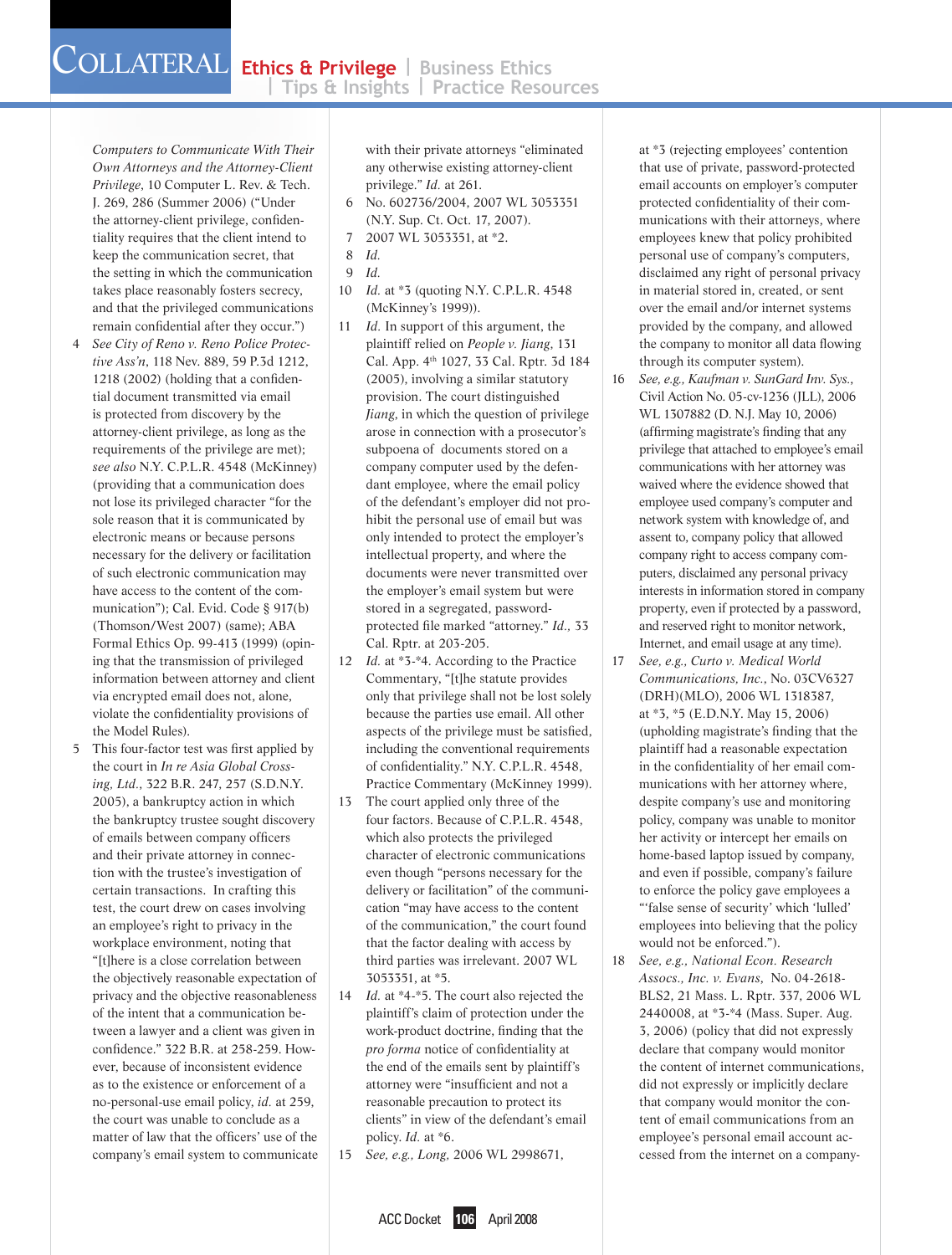*Computers to Communicate With Their Own Attorneys and the Attorney-Client Privilege*, 10 Computer L. Rev. & Tech. J. 269, 286 (Summer 2006) ("Under the attorney-client privilege, confidentiality requires that the client intend to keep the communication secret, that the setting in which the communication takes place reasonably fosters secrecy, and that the privileged communications remain confidential after they occur.")

4 *See City of Reno v. Reno Police Protective Ass'n*, 118 Nev. 889, 59 P.3d 1212, 1218 (2002) (holding that a confidential document transmitted via email is protected from discovery by the attorney-client privilege, as long as the requirements of the privilege are met); *see also* N.Y. C.P.L.R. 4548 (McKinney) (providing that a communication does not lose its privileged character "for the sole reason that it is communicated by electronic means or because persons necessary for the delivery or facilitation of such electronic communication may have access to the content of the communication"); Cal. Evid. Code § 917(b) (Thomson/West 2007) (same); ABA Formal Ethics Op. 99-413 (1999) (opining that the transmission of privileged information between attorney and client via encrypted email does not, alone, violate the confidentiality provisions of the Model Rules).

5 This four-factor test was first applied by the court in *In re Asia Global Crossing, Ltd.*, 322 B.R. 247, 257 (S.D.N.Y. 2005), a bankruptcy action in which the bankruptcy trustee sought discovery of emails between company officers and their private attorney in connection with the trustee's investigation of certain transactions. In crafting this test, the court drew on cases involving an employee's right to privacy in the workplace environment, noting that "[t]here is a close correlation between the objectively reasonable expectation of privacy and the objective reasonableness of the intent that a communication between a lawyer and a client was given in confidence." 322 B.R. at 258-259. However, because of inconsistent evidence as to the existence or enforcement of a no-personal-use email policy, *id.* at 259, the court was unable to conclude as a matter of law that the officers' use of the company's email system to communicate with their private attorneys "eliminated any otherwise existing attorney-client privilege." *Id.* at 261.

6 No. 602736/2004, 2007 WL 3053351 (N.Y. Sup. Ct. Oct. 17, 2007).

7 2007 WL 3053351, at *2.

8 *Id.*

9 *Id.*

10 *Id.* at *3 (quoting N.Y. C.P.L.R. 4548 (McKinney's 1999)).

11 *Id.* In support of this argument, the plaintiff relied on *People v. Jiang*, 131 Cal. App. 4th 1027, 33 Cal. Rptr. 3d 184 (2005), involving a similar statutory provision. The court distinguished *Jiang*, in which the question of privilege arose in connection with a prosecutor's subpoena of documents stored on a company computer used by the defendant employee, where the email policy of the defendant's employer did not prohibit the personal use of email but was only intended to protect the employer's intellectual property, and where the documents were never transmitted over the employer's email system but were stored in a segregated, password-protected file marked "attorney." *Id.*, 33 Cal. Rptr. at 203-205.

12 *Id.* at *3-*4. According to the Practice Commentary, "[t]he statute provides only that privilege shall not be lost solely because the parties use email. All other aspects of the privilege must be satisfied, including the conventional requirements of confidentiality." N.Y. C.P.L.R. 4548, Practice Commentary (McKinney 1999).

13 The court applied only three of the four factors. Because of C.P.L.R. 4548, which also protects the privileged character of electronic communications even though "persons necessary for the delivery or facilitation" of the communication "may have access to the content of the communication," the court found that the factor dealing with access by third parties was irrelevant. 2007 WL 3053351, at *5.

14 *Id.* at *4-*5. The court also rejected the plaintiff's claim of protection under the work-product doctrine, finding that the *pro forma* notice of confidentiality at the end of the emails sent by plaintiff's attorney were "insufficient and not a reasonable precaution to protect its clients" in view of the defendant's email policy. *Id.* at *6.

15 *See, e.g., Long*, 2006 WL 2998671, at *3 (rejecting employees' contention that use of private, password-protected email accounts on employer's computer protected confidentiality of their communications with their attorneys, where employees knew that policy prohibited personal use of company's computers, disclaimed any right of personal privacy in material stored in, created, or sent over the email and/or internet systems provided by the company, and allowed the company to monitor all data flowing through its computer system).

16 *See, e.g., Kaufman v. SunGard Inv. Sys.*, Civil Action No. 05-cv-1236 (JLL), 2006 WL 1307882 (D. N.J. May 10, 2006) (affirming magistrate's finding that any privilege that attached to employee's email communications with her attorney was waived where the evidence showed that employee used company's computer and network system with knowledge of, and assent to, company policy that allowed company right to access company computers, disclaimed any personal privacy interests in information stored in company property, even if protected by a password, and reserved right to monitor network, Internet, and email usage at any time).

17 *See, e.g., Curto v. Medical World Communications, Inc.*, No. 03CV6327 (DRH)(MLO), 2006 WL 1318387, at *3, *5 (E.D.N.Y. May 15, 2006) (upholding magistrate's finding that the plaintiff had a reasonable expectation in the confidentiality of her email communications with her attorney where, despite company's use and monitoring policy, company was unable to monitor her activity or intercept her emails on home-based laptop issued by company, and even if possible, company's failure to enforce the policy gave employees a "'false sense of security' which 'lulled' employees into believing that the policy would not be enforced.").

18 *See, e.g., National Econ. Research Assocs., Inc. v. Evans*, No. 04-2618-BLS2, 21 Mass. L. Rptr. 337, 2006 WL 2440008, at *3-*4 (Mass. Super. Aug. 3, 2006) (policy that did not expressly declare that company would monitor the content of internet communications, did not expressly or implicitly declare that company would monitor the content of email communications from an employee's personal email account accessed from the internet on a company-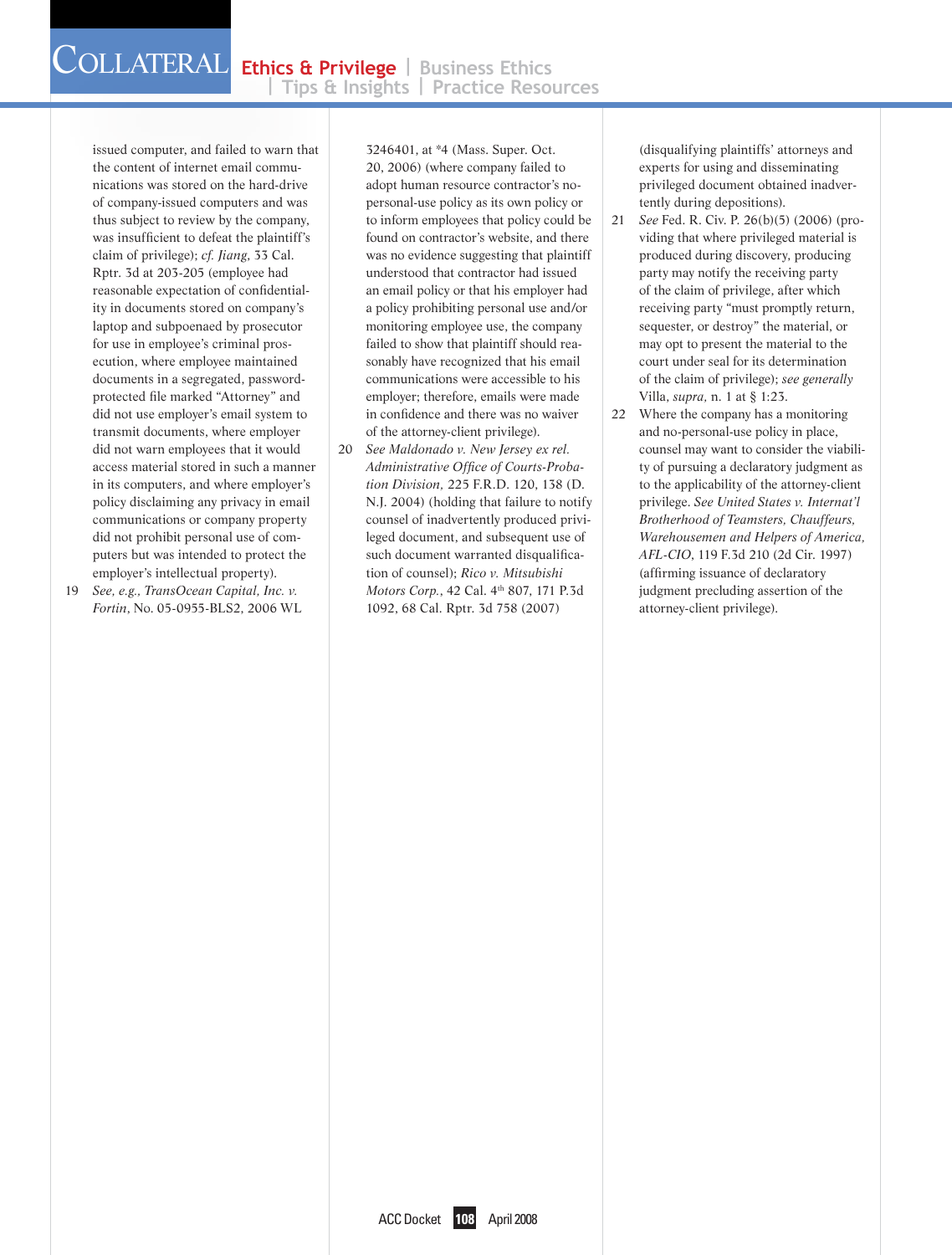issued computer, and failed to warn that the content of internet email communications was stored on the hard-drive of company-issued computers and was thus subject to review by the company, was insufficient to defeat the plaintiff's claim of privilege); *cf. Jiang*, 33 Cal. Rptr. 3d at 203-205 (employee had reasonable expectation of confidentiality in documents stored on company's laptop and subpoenaed by prosecutor for use in employee's criminal prosecution, where employee maintained documents in a segregated, password-protected file marked "Attorney" and did not use employer's email system to transmit documents, where employer did not warn employees that it would access material stored in such a manner in its computers, and where employer's policy disclaiming any privacy in email communications or company property did not prohibit personal use of computers but was intended to protect the employer's intellectual property).

19 *See, e.g., TransOcean Capital, Inc. v. Fortin*, No. 05-0955-BLS2, 2006 WL 3246401, at *4 (Mass. Super. Oct. 20, 2006) (where company failed to adopt human resource contractor's no-personal-use policy as its own policy or to inform employees that policy could be found on contractor's website, and there was no evidence suggesting that plaintiff understood that contractor had issued an email policy or that his employer had a policy prohibiting personal use and/or monitoring employee use, the company failed to show that plaintiff should reasonably have recognized that his email communications were accessible to his employer; therefore, emails were made in confidence and there was no waiver of the attorney-client privilege).

20 *See Maldonado v. New Jersey ex rel. Administrative Office of Courts-Probation Division*, 225 F.R.D. 120, 138 (D. N.J. 2004) (holding that failure to notify counsel of inadvertently produced privileged document, and subsequent use of such document warranted disqualification of counsel); *Rico v. Mitsubishi Motors Corp.*, 42 Cal. 4th 807, 171 P.3d 1092, 68 Cal. Rptr. 3d 758 (2007) (disqualifying plaintiffs' attorneys and experts for using and disseminating privileged document obtained inadvertently during depositions).

21 *See* Fed. R. Civ. P. 26(b)(5) (2006) (providing that where privileged material is produced during discovery, producing party may notify the receiving party of the claim of privilege, after which receiving party "must promptly return, sequester, or destroy" the material, or may opt to present the material to the court under seal for its determination of the claim of privilege); *see generally* Villa, *supra*, n. 1 at § 1:23.

22 Where the company has a monitoring and no-personal-use policy in place, counsel may want to consider the viability of pursuing a declaratory judgment as to the applicability of the attorney-client privilege. *See United States v. Internat'l Brotherhood of Teamsters, Chauffeurs, Warehousemen and Helpers of America, AFL-CIO*, 119 F.3d 210 (2d Cir. 1997) (affirming issuance of declaratory judgment precluding assertion of the attorney-client privilege).